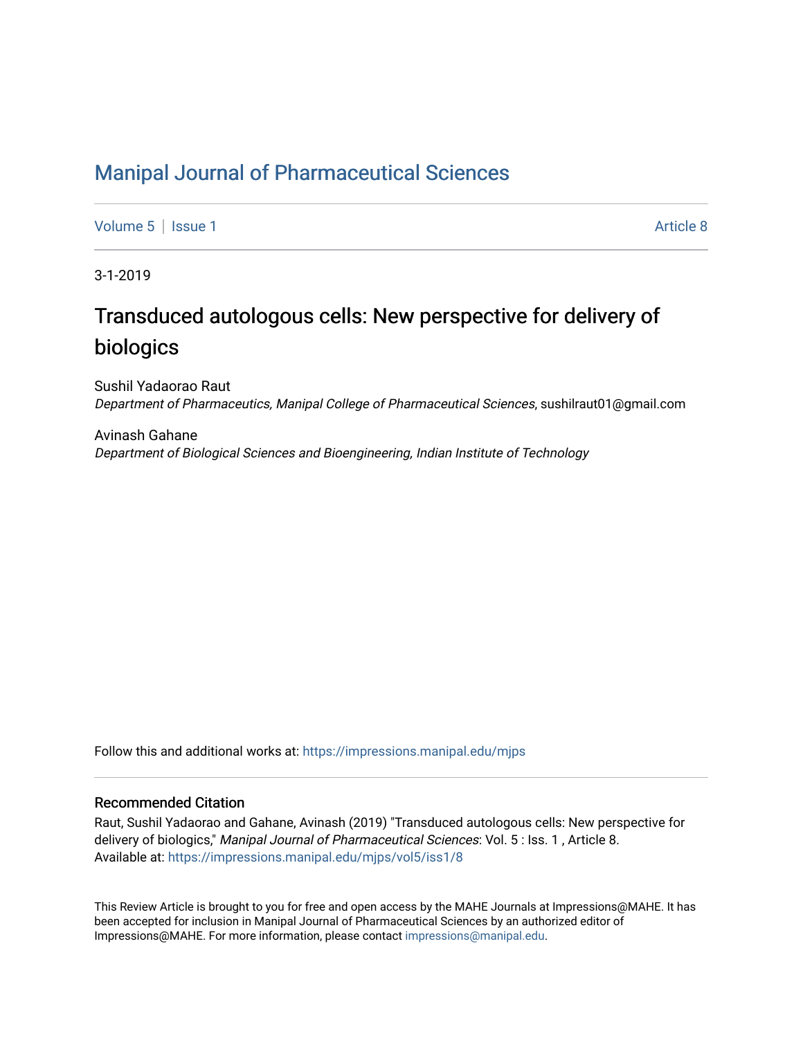# Manipal Journal of Pharmaceutical Sciences

Volume 5 | Issue 1 Article 8

3-1-2019

## Transduced autologous cells: New perspective for delivery of biologics

Sushil Yadaorao Raut
*Department of Pharmaceutics, Manipal College of Pharmaceutical Sciences*, sushilraut01@gmail.com

Avinash Gahane
*Department of Biological Sciences and Bioengineering, Indian Institute of Technology*

Follow this and additional works at: https://impressions.manipal.edu/mjps

### Recommended Citation

Raut, Sushil Yadaorao and Gahane, Avinash (2019) "Transduced autologous cells: New perspective for delivery of biologics," *Manipal Journal of Pharmaceutical Sciences*: Vol. 5 : Iss. 1 , Article 8.
Available at: https://impressions.manipal.edu/mjps/vol5/iss1/8

This Review Article is brought to you for free and open access by the MAHE Journals at Impressions@MAHE. It has been accepted for inclusion in Manipal Journal of Pharmaceutical Sciences by an authorized editor of Impressions@MAHE. For more information, please contact impressions@manipal.edu.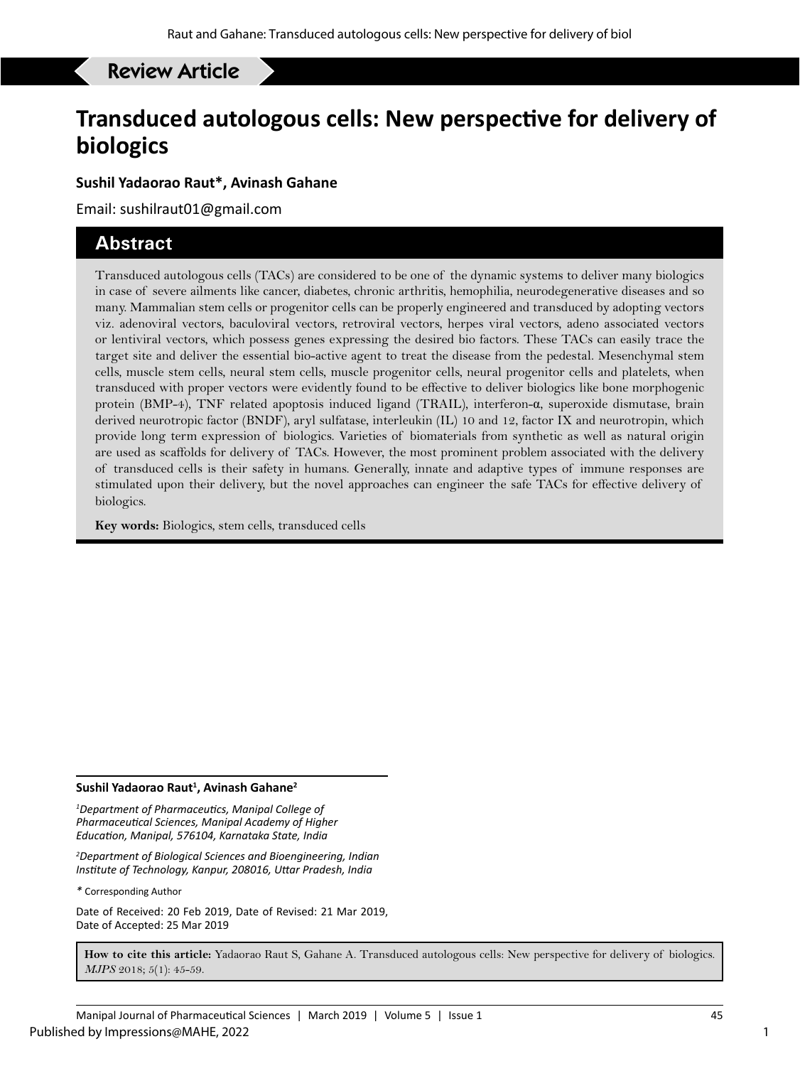Review Article

# Transduced autologous cells: New perspective for delivery of biologics

**Sushil Yadaorao Raut*, Avinash Gahane**

Email: sushilraut01@gmail.com

## Abstract

Transduced autologous cells (TACs) are considered to be one of the dynamic systems to deliver many biologics in case of severe ailments like cancer, diabetes, chronic arthritis, hemophilia, neurodegenerative diseases and so many. Mammalian stem cells or progenitor cells can be properly engineered and transduced by adopting vectors viz. adenoviral vectors, baculoviral vectors, retroviral vectors, herpes viral vectors, adeno associated vectors or lentiviral vectors, which possess genes expressing the desired bio factors. These TACs can easily trace the target site and deliver the essential bio-active agent to treat the disease from the pedestal. Mesenchymal stem cells, muscle stem cells, neural stem cells, muscle progenitor cells, neural progenitor cells and platelets, when transduced with proper vectors were evidently found to be effective to deliver biologics like bone morphogenic protein (BMP-4), TNF related apoptosis induced ligand (TRAIL), interferon-α, superoxide dismutase, brain derived neurotropic factor (BNDF), aryl sulfatase, interleukin (IL) 10 and 12, factor IX and neurotropin, which provide long term expression of biologics. Varieties of biomaterials from synthetic as well as natural origin are used as scaffolds for delivery of TACs. However, the most prominent problem associated with the delivery of transduced cells is their safety in humans. Generally, innate and adaptive types of immune responses are stimulated upon their delivery, but the novel approaches can engineer the safe TACs for effective delivery of biologics.

**Key words:** Biologics, stem cells, transduced cells

---

**Sushil Yadaorao Raut[1], Avinash Gahane[2]**

*[1]Department of Pharmaceutics, Manipal College of Pharmaceutical Sciences, Manipal Academy of Higher Education, Manipal, 576104, Karnataka State, India*

*[2]Department of Biological Sciences and Bioengineering, Indian Institute of Technology, Kanpur, 208016, Uttar Pradesh, India*

\* Corresponding Author

Date of Received: 20 Feb 2019, Date of Revised: 21 Mar 2019, Date of Accepted: 25 Mar 2019

**How to cite this article:** Yadaorao Raut S, Gahane A. Transduced autologous cells: New perspective for delivery of biologics. *MJPS* 2018; 5(1): 45-59.